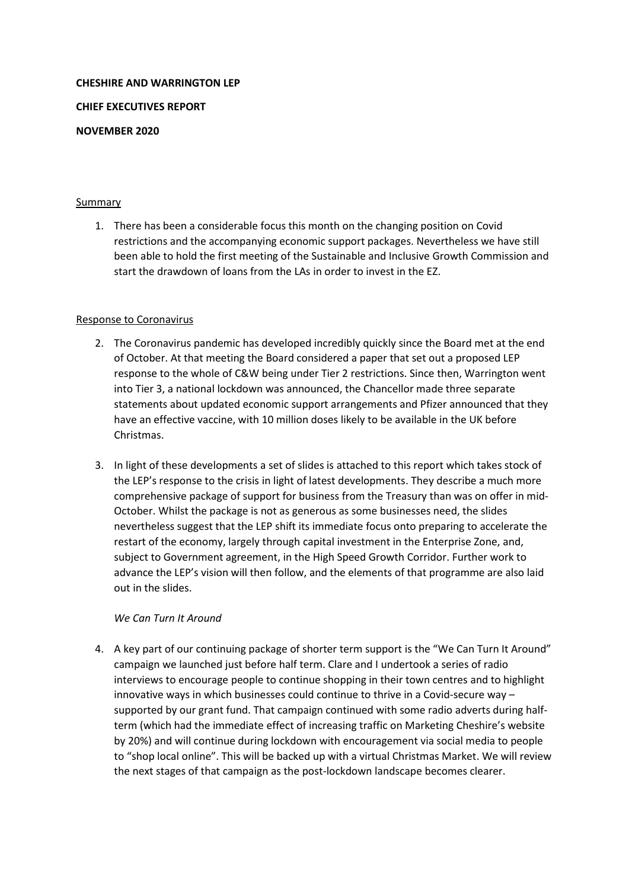**CHESHIRE AND WARRINGTON LEP**

**CHIEF EXECUTIVES REPORT**

**NOVEMBER 2020**

## Summary

1. There has been a considerable focus this month on the changing position on Covid restrictions and the accompanying economic support packages. Nevertheless we have still been able to hold the first meeting of the Sustainable and Inclusive Growth Commission and start the drawdown of loans from the LAs in order to invest in the EZ.

## Response to Coronavirus

2. The Coronavirus pandemic has developed incredibly quickly since the Board met at the end of October. At that meeting the Board considered a paper that set out a proposed LEP response to the whole of C&W being under Tier 2 restrictions. Since then, Warrington went into Tier 3, a national lockdown was announced, the Chancellor made three separate statements about updated economic support arrangements and Pfizer announced that they have an effective vaccine, with 10 million doses likely to be available in the UK before Christmas.

3. In light of these developments a set of slides is attached to this report which takes stock of the LEP's response to the crisis in light of latest developments. They describe a much more comprehensive package of support for business from the Treasury than was on offer in mid-October. Whilst the package is not as generous as some businesses need, the slides nevertheless suggest that the LEP shift its immediate focus onto preparing to accelerate the restart of the economy, largely through capital investment in the Enterprise Zone, and, subject to Government agreement, in the High Speed Growth Corridor. Further work to advance the LEP's vision will then follow, and the elements of that programme are also laid out in the slides.

### *We Can Turn It Around*

4. A key part of our continuing package of shorter term support is the "We Can Turn It Around" campaign we launched just before half term. Clare and I undertook a series of radio interviews to encourage people to continue shopping in their town centres and to highlight innovative ways in which businesses could continue to thrive in a Covid-secure way – supported by our grant fund. That campaign continued with some radio adverts during half-term (which had the immediate effect of increasing traffic on Marketing Cheshire's website by 20%) and will continue during lockdown with encouragement via social media to people to "shop local online". This will be backed up with a virtual Christmas Market. We will review the next stages of that campaign as the post-lockdown landscape becomes clearer.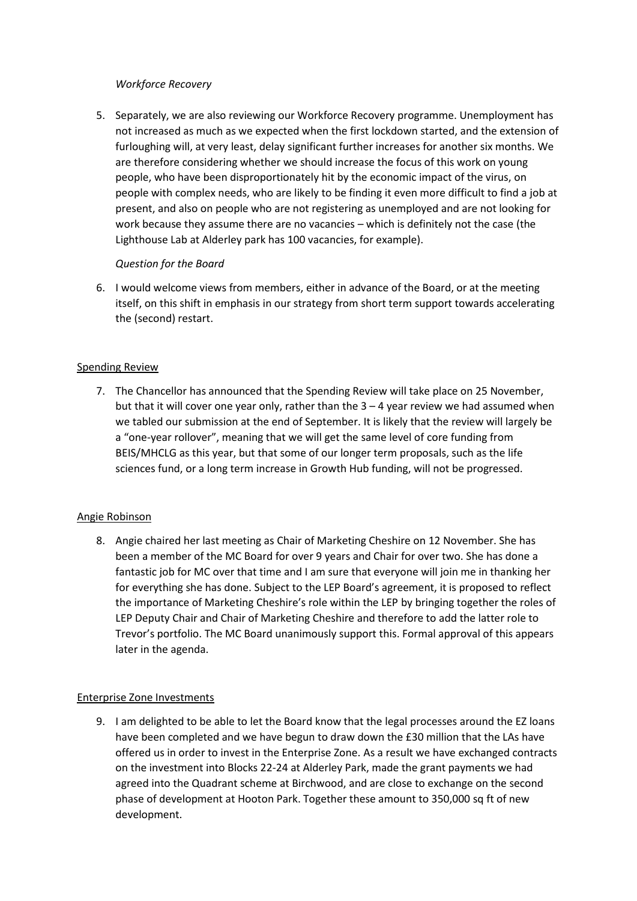*Workforce Recovery*

5. Separately, we are also reviewing our Workforce Recovery programme. Unemployment has not increased as much as we expected when the first lockdown started, and the extension of furloughing will, at very least, delay significant further increases for another six months. We are therefore considering whether we should increase the focus of this work on young people, who have been disproportionately hit by the economic impact of the virus, on people with complex needs, who are likely to be finding it even more difficult to find a job at present, and also on people who are not registering as unemployed and are not looking for work because they assume there are no vacancies – which is definitely not the case (the Lighthouse Lab at Alderley park has 100 vacancies, for example).

*Question for the Board*

6. I would welcome views from members, either in advance of the Board, or at the meeting itself, on this shift in emphasis in our strategy from short term support towards accelerating the (second) restart.

<u>Spending Review</u>

7. The Chancellor has announced that the Spending Review will take place on 25 November, but that it will cover one year only, rather than the 3 – 4 year review we had assumed when we tabled our submission at the end of September. It is likely that the review will largely be a "one-year rollover", meaning that we will get the same level of core funding from BEIS/MHCLG as this year, but that some of our longer term proposals, such as the life sciences fund, or a long term increase in Growth Hub funding, will not be progressed.

<u>Angie Robinson</u>

8. Angie chaired her last meeting as Chair of Marketing Cheshire on 12 November. She has been a member of the MC Board for over 9 years and Chair for over two. She has done a fantastic job for MC over that time and I am sure that everyone will join me in thanking her for everything she has done. Subject to the LEP Board's agreement, it is proposed to reflect the importance of Marketing Cheshire's role within the LEP by bringing together the roles of LEP Deputy Chair and Chair of Marketing Cheshire and therefore to add the latter role to Trevor's portfolio. The MC Board unanimously support this. Formal approval of this appears later in the agenda.

<u>Enterprise Zone Investments</u>

9. I am delighted to be able to let the Board know that the legal processes around the EZ loans have been completed and we have begun to draw down the £30 million that the LAs have offered us in order to invest in the Enterprise Zone. As a result we have exchanged contracts on the investment into Blocks 22-24 at Alderley Park, made the grant payments we had agreed into the Quadrant scheme at Birchwood, and are close to exchange on the second phase of development at Hooton Park. Together these amount to 350,000 sq ft of new development.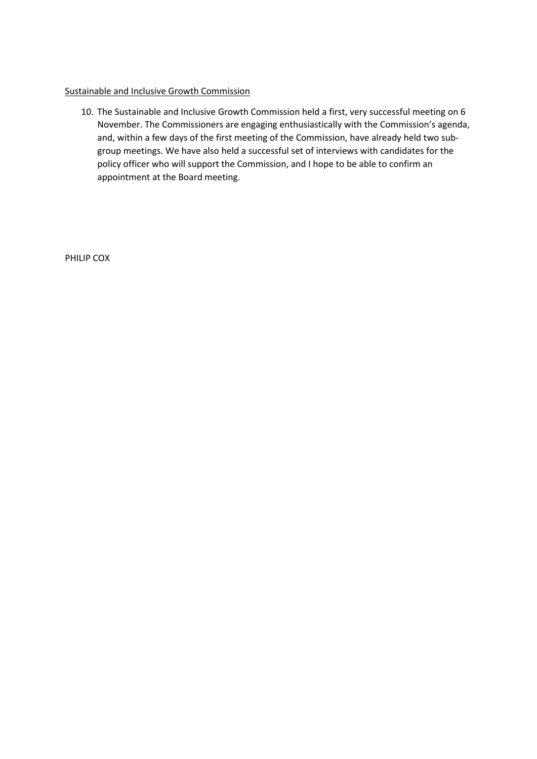<u>Sustainable and Inclusive Growth Commission</u>

10. The Sustainable and Inclusive Growth Commission held a first, very successful meeting on 6 November. The Commissioners are engaging enthusiastically with the Commission's agenda, and, within a few days of the first meeting of the Commission, have already held two sub-group meetings. We have also held a successful set of interviews with candidates for the policy officer who will support the Commission, and I hope to be able to confirm an appointment at the Board meeting.

PHILIP COX